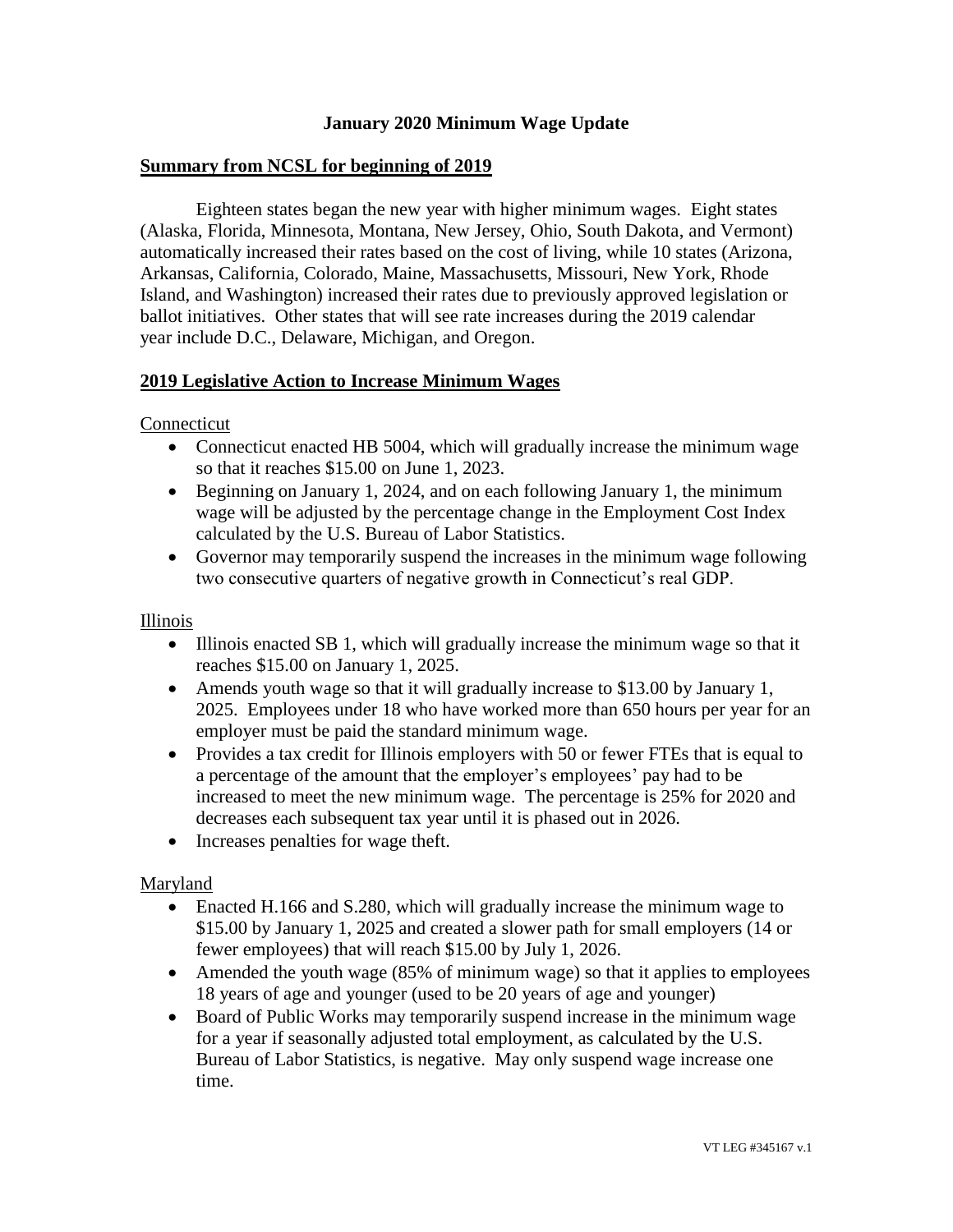# January 2020 Minimum Wage Update

## Summary from NCSL for beginning of 2019

Eighteen states began the new year with higher minimum wages. Eight states (Alaska, Florida, Minnesota, Montana, New Jersey, Ohio, South Dakota, and Vermont) automatically increased their rates based on the cost of living, while 10 states (Arizona, Arkansas, California, Colorado, Maine, Massachusetts, Missouri, New York, Rhode Island, and Washington) increased their rates due to previously approved legislation or ballot initiatives. Other states that will see rate increases during the 2019 calendar year include D.C., Delaware, Michigan, and Oregon.

## 2019 Legislative Action to Increase Minimum Wages

### Connecticut

- Connecticut enacted HB 5004, which will gradually increase the minimum wage so that it reaches $15.00 on June 1, 2023.
- Beginning on January 1, 2024, and on each following January 1, the minimum wage will be adjusted by the percentage change in the Employment Cost Index calculated by the U.S. Bureau of Labor Statistics.
- Governor may temporarily suspend the increases in the minimum wage following two consecutive quarters of negative growth in Connecticut's real GDP.

### Illinois

- Illinois enacted SB 1, which will gradually increase the minimum wage so that it reaches $15.00 on January 1, 2025.
- Amends youth wage so that it will gradually increase to $13.00 by January 1, 2025. Employees under 18 who have worked more than 650 hours per year for an employer must be paid the standard minimum wage.
- Provides a tax credit for Illinois employers with 50 or fewer FTEs that is equal to a percentage of the amount that the employer's employees' pay had to be increased to meet the new minimum wage. The percentage is 25% for 2020 and decreases each subsequent tax year until it is phased out in 2026.
- Increases penalties for wage theft.

### Maryland

- Enacted H.166 and S.280, which will gradually increase the minimum wage to $15.00 by January 1, 2025 and created a slower path for small employers (14 or fewer employees) that will reach $15.00 by July 1, 2026.
- Amended the youth wage (85% of minimum wage) so that it applies to employees 18 years of age and younger (used to be 20 years of age and younger)
- Board of Public Works may temporarily suspend increase in the minimum wage for a year if seasonally adjusted total employment, as calculated by the U.S. Bureau of Labor Statistics, is negative. May only suspend wage increase one time.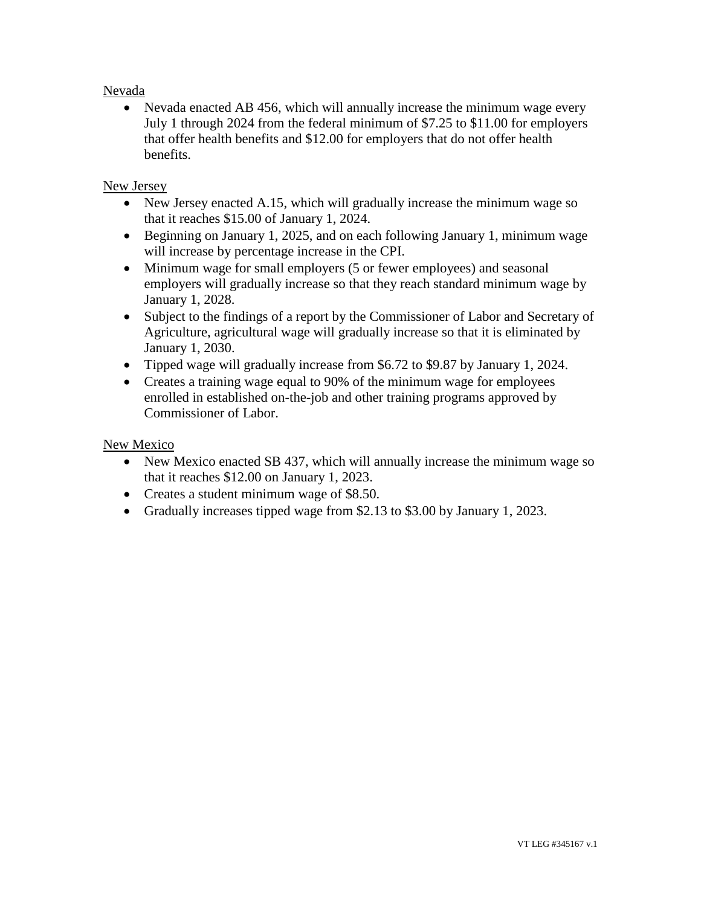Nevada

- Nevada enacted AB 456, which will annually increase the minimum wage every July 1 through 2024 from the federal minimum of $7.25 to $11.00 for employers that offer health benefits and $12.00 for employers that do not offer health benefits.

New Jersey

- New Jersey enacted A.15, which will gradually increase the minimum wage so that it reaches $15.00 of January 1, 2024.
- Beginning on January 1, 2025, and on each following January 1, minimum wage will increase by percentage increase in the CPI.
- Minimum wage for small employers (5 or fewer employees) and seasonal employers will gradually increase so that they reach standard minimum wage by January 1, 2028.
- Subject to the findings of a report by the Commissioner of Labor and Secretary of Agriculture, agricultural wage will gradually increase so that it is eliminated by January 1, 2030.
- Tipped wage will gradually increase from $6.72 to $9.87 by January 1, 2024.
- Creates a training wage equal to 90% of the minimum wage for employees enrolled in established on-the-job and other training programs approved by Commissioner of Labor.

New Mexico

- New Mexico enacted SB 437, which will annually increase the minimum wage so that it reaches $12.00 on January 1, 2023.
- Creates a student minimum wage of $8.50.
- Gradually increases tipped wage from $2.13 to $3.00 by January 1, 2023.

VT LEG #345167 v.1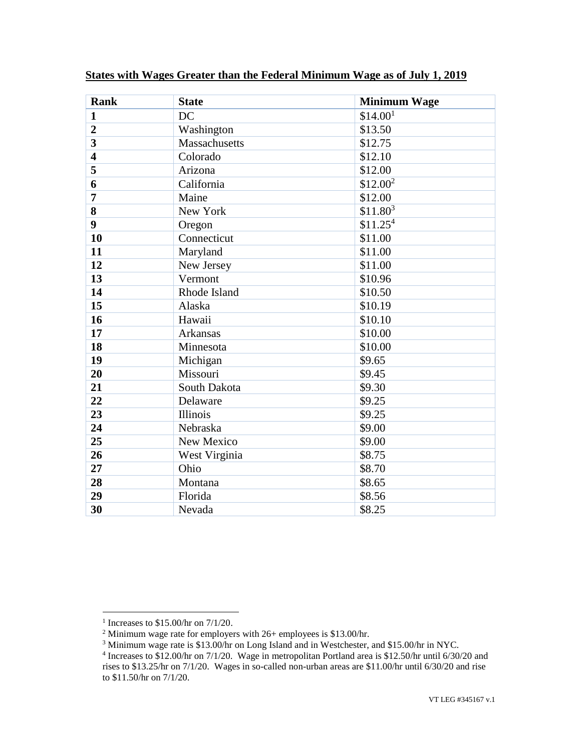**<u>States with Wages Greater than the Federal Minimum Wage as of July 1, 2019</u>**

| Rank | State | Minimum Wage |
|---|---|---|
| **1** | DC | \$14.00[1] |
| **2** | Washington | \$13.50 |
| **3** | Massachusetts | \$12.75 |
| **4** | Colorado | \$12.10 |
| **5** | Arizona | \$12.00 |
| **6** | California | \$12.00[2] |
| **7** | Maine | \$12.00 |
| **8** | New York | \$11.80[3] |
| **9** | Oregon | \$11.25[4] |
| **10** | Connecticut | \$11.00 |
| **11** | Maryland | \$11.00 |
| **12** | New Jersey | \$11.00 |
| **13** | Vermont | \$10.96 |
| **14** | Rhode Island | \$10.50 |
| **15** | Alaska | \$10.19 |
| **16** | Hawaii | \$10.10 |
| **17** | Arkansas | \$10.00 |
| **18** | Minnesota | \$10.00 |
| **19** | Michigan | \$9.65 |
| **20** | Missouri | \$9.45 |
| **21** | South Dakota | \$9.30 |
| **22** | Delaware | \$9.25 |
| **23** | Illinois | \$9.25 |
| **24** | Nebraska | \$9.00 |
| **25** | New Mexico | \$9.00 |
| **26** | West Virginia | \$8.75 |
| **27** | Ohio | \$8.70 |
| **28** | Montana | \$8.65 |
| **29** | Florida | \$8.56 |
| **30** | Nevada | \$8.25 |

[1] Increases to \$15.00/hr on 7/1/20.

[2] Minimum wage rate for employers with 26+ employees is \$13.00/hr.

[3] Minimum wage rate is \$13.00/hr on Long Island and in Westchester, and \$15.00/hr in NYC.

[4] Increases to \$12.00/hr on 7/1/20. Wage in metropolitan Portland area is \$12.50/hr until 6/30/20 and rises to \$13.25/hr on 7/1/20. Wages in so-called non-urban areas are \$11.00/hr until 6/30/20 and rise to \$11.50/hr on 7/1/20.

VT LEG #345167 v.1